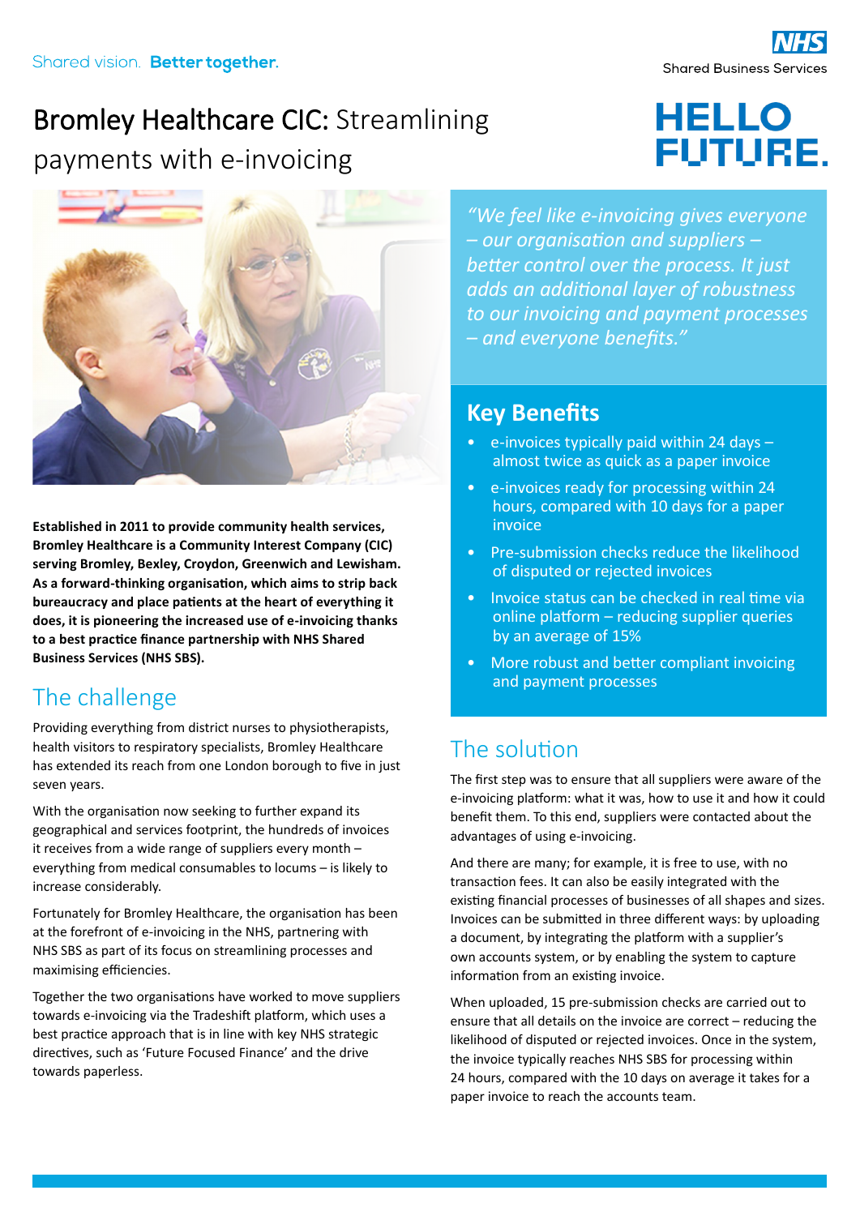Shared vision. **Better together.**

NHS Shared Business Services

# Bromley Healthcare CIC: Streamlining payments with e-invoicing

HELLO FUTURE.

*"We feel like e-invoicing gives everyone – our organisation and suppliers – better control over the process. It just adds an additional layer of robustness to our invoicing and payment processes – and everyone benefits."*

## Key Benefits

- e-invoices typically paid within 24 days – almost twice as quick as a paper invoice
- e-invoices ready for processing within 24 hours, compared with 10 days for a paper invoice
- Pre-submission checks reduce the likelihood of disputed or rejected invoices
- Invoice status can be checked in real time via online platform – reducing supplier queries by an average of 15%
- More robust and better compliant invoicing and payment processes

**Established in 2011 to provide community health services, Bromley Healthcare is a Community Interest Company (CIC) serving Bromley, Bexley, Croydon, Greenwich and Lewisham. As a forward-thinking organisation, which aims to strip back bureaucracy and place patients at the heart of everything it does, it is pioneering the increased use of e-invoicing thanks to a best practice finance partnership with NHS Shared Business Services (NHS SBS).**

## The challenge

Providing everything from district nurses to physiotherapists, health visitors to respiratory specialists, Bromley Healthcare has extended its reach from one London borough to five in just seven years.

With the organisation now seeking to further expand its geographical and services footprint, the hundreds of invoices it receives from a wide range of suppliers every month – everything from medical consumables to locums – is likely to increase considerably.

Fortunately for Bromley Healthcare, the organisation has been at the forefront of e-invoicing in the NHS, partnering with NHS SBS as part of its focus on streamlining processes and maximising efficiencies.

Together the two organisations have worked to move suppliers towards e-invoicing via the Tradeshift platform, which uses a best practice approach that is in line with key NHS strategic directives, such as 'Future Focused Finance' and the drive towards paperless.

## The solution

The first step was to ensure that all suppliers were aware of the e-invoicing platform: what it was, how to use it and how it could benefit them. To this end, suppliers were contacted about the advantages of using e-invoicing.

And there are many; for example, it is free to use, with no transaction fees. It can also be easily integrated with the existing financial processes of businesses of all shapes and sizes. Invoices can be submitted in three different ways: by uploading a document, by integrating the platform with a supplier's own accounts system, or by enabling the system to capture information from an existing invoice.

When uploaded, 15 pre-submission checks are carried out to ensure that all details on the invoice are correct – reducing the likelihood of disputed or rejected invoices. Once in the system, the invoice typically reaches NHS SBS for processing within 24 hours, compared with the 10 days on average it takes for a paper invoice to reach the accounts team.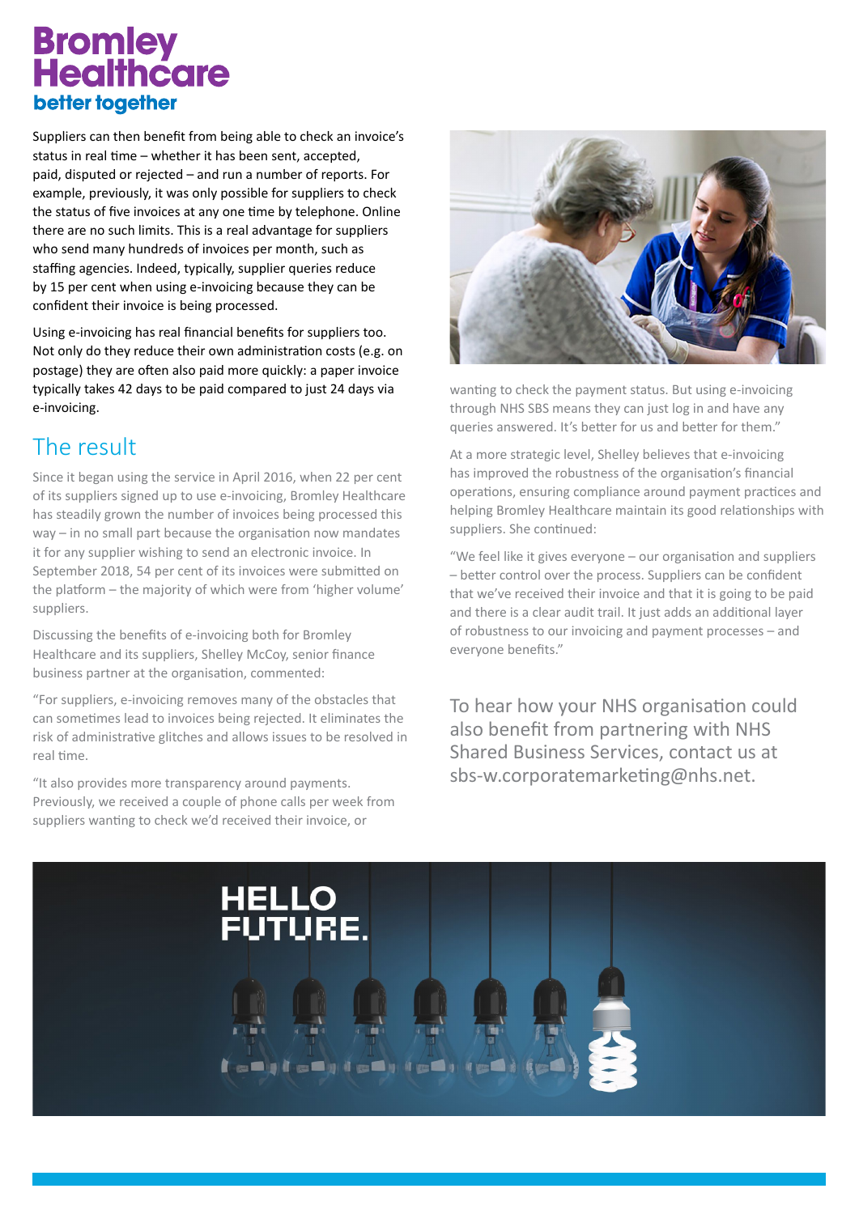Suppliers can then benefit from being able to check an invoice's status in real time – whether it has been sent, accepted, paid, disputed or rejected – and run a number of reports. For example, previously, it was only possible for suppliers to check the status of five invoices at any one time by telephone. Online there are no such limits. This is a real advantage for suppliers who send many hundreds of invoices per month, such as staffing agencies. Indeed, typically, supplier queries reduce by 15 per cent when using e-invoicing because they can be confident their invoice is being processed.

Using e-invoicing has real financial benefits for suppliers too. Not only do they reduce their own administration costs (e.g. on postage) they are often also paid more quickly: a paper invoice typically takes 42 days to be paid compared to just 24 days via e-invoicing.

## The result

Since it began using the service in April 2016, when 22 per cent of its suppliers signed up to use e-invoicing, Bromley Healthcare has steadily grown the number of invoices being processed this way – in no small part because the organisation now mandates it for any supplier wishing to send an electronic invoice. In September 2018, 54 per cent of its invoices were submitted on the platform – the majority of which were from 'higher volume' suppliers.

Discussing the benefits of e-invoicing both for Bromley Healthcare and its suppliers, Shelley McCoy, senior finance business partner at the organisation, commented:

"For suppliers, e-invoicing removes many of the obstacles that can sometimes lead to invoices being rejected. It eliminates the risk of administrative glitches and allows issues to be resolved in real time.

"It also provides more transparency around payments. Previously, we received a couple of phone calls per week from suppliers wanting to check we'd received their invoice, or wanting to check the payment status. But using e-invoicing through NHS SBS means they can just log in and have any queries answered. It's better for us and better for them."

At a more strategic level, Shelley believes that e-invoicing has improved the robustness of the organisation's financial operations, ensuring compliance around payment practices and helping Bromley Healthcare maintain its good relationships with suppliers. She continued:

"We feel like it gives everyone – our organisation and suppliers – better control over the process. Suppliers can be confident that we've received their invoice and that it is going to be paid and there is a clear audit trail. It just adds an additional layer of robustness to our invoicing and payment processes – and everyone benefits."

To hear how your NHS organisation could also benefit from partnering with NHS Shared Business Services, contact us at sbs-w.corporatemarketing@nhs.net.